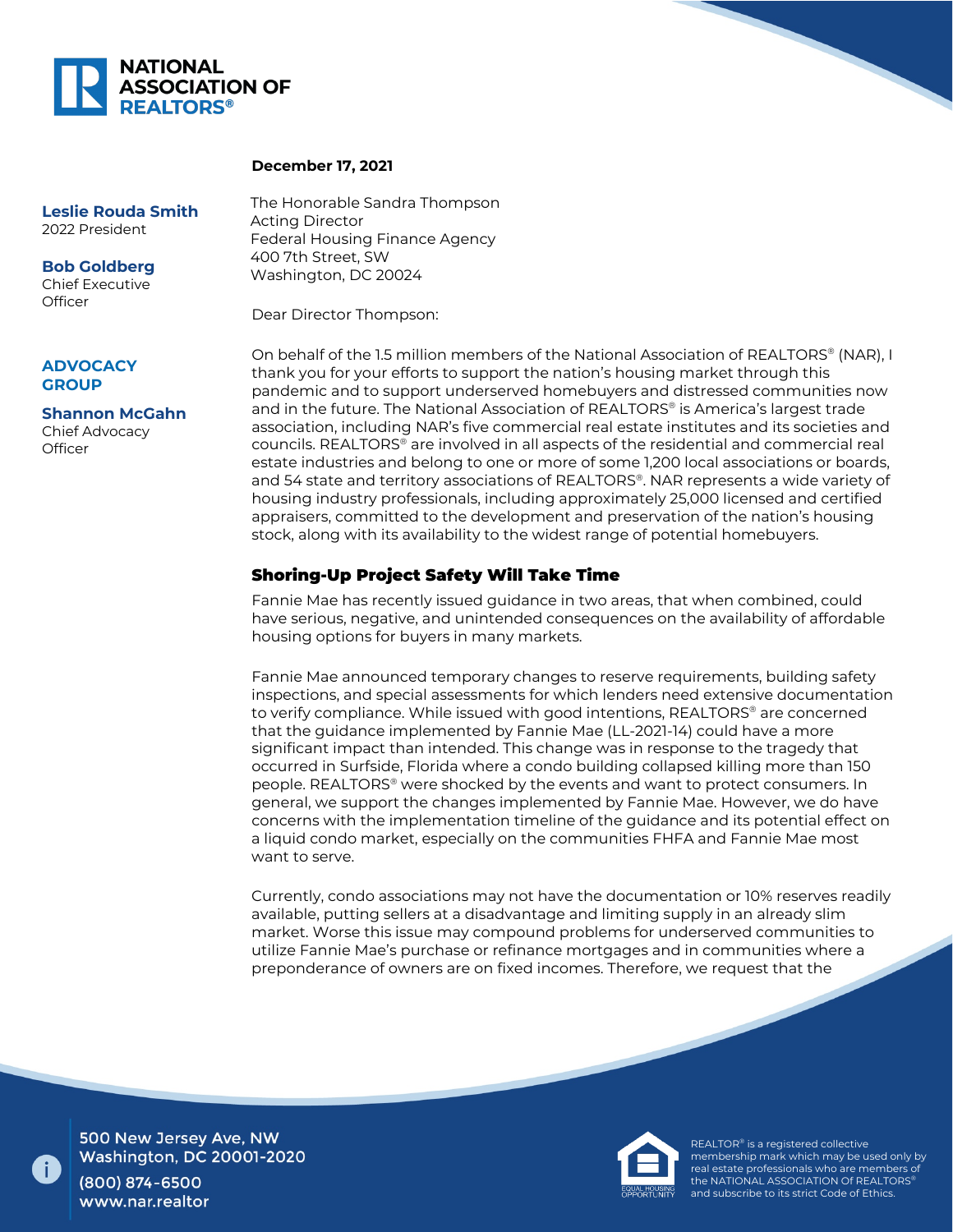**NATIONAL ASSOCIATION OF REALTORS®**

**Leslie Rouda Smith**
2022 President

**Bob Goldberg**
Chief Executive Officer

**ADVOCACY GROUP**

**Shannon McGahn**
Chief Advocacy Officer

**December 17, 2021**

The Honorable Sandra Thompson
Acting Director
Federal Housing Finance Agency
400 7th Street, SW
Washington, DC 20024

Dear Director Thompson:

On behalf of the 1.5 million members of the National Association of REALTORS® (NAR), I thank you for your efforts to support the nation's housing market through this pandemic and to support underserved homebuyers and distressed communities now and in the future. The National Association of REALTORS® is America's largest trade association, including NAR's five commercial real estate institutes and its societies and councils. REALTORS® are involved in all aspects of the residential and commercial real estate industries and belong to one or more of some 1,200 local associations or boards, and 54 state and territory associations of REALTORS®. NAR represents a wide variety of housing industry professionals, including approximately 25,000 licensed and certified appraisers, committed to the development and preservation of the nation's housing stock, along with its availability to the widest range of potential homebuyers.

## Shoring-Up Project Safety Will Take Time

Fannie Mae has recently issued guidance in two areas, that when combined, could have serious, negative, and unintended consequences on the availability of affordable housing options for buyers in many markets.

Fannie Mae announced temporary changes to reserve requirements, building safety inspections, and special assessments for which lenders need extensive documentation to verify compliance. While issued with good intentions, REALTORS® are concerned that the guidance implemented by Fannie Mae (LL-2021-14) could have a more significant impact than intended. This change was in response to the tragedy that occurred in Surfside, Florida where a condo building collapsed killing more than 150 people. REALTORS® were shocked by the events and want to protect consumers. In general, we support the changes implemented by Fannie Mae. However, we do have concerns with the implementation timeline of the guidance and its potential effect on a liquid condo market, especially on the communities FHFA and Fannie Mae most want to serve.

Currently, condo associations may not have the documentation or 10% reserves readily available, putting sellers at a disadvantage and limiting supply in an already slim market. Worse this issue may compound problems for underserved communities to utilize Fannie Mae's purchase or refinance mortgages and in communities where a preponderance of owners are on fixed incomes. Therefore, we request that the

500 New Jersey Ave, NW
Washington, DC 20001-2020
(800) 874-6500
www.nar.realtor

REALTOR® is a registered collective membership mark which may be used only by real estate professionals who are members of the NATIONAL ASSOCIATION OF REALTORS® and subscribe to its strict Code of Ethics.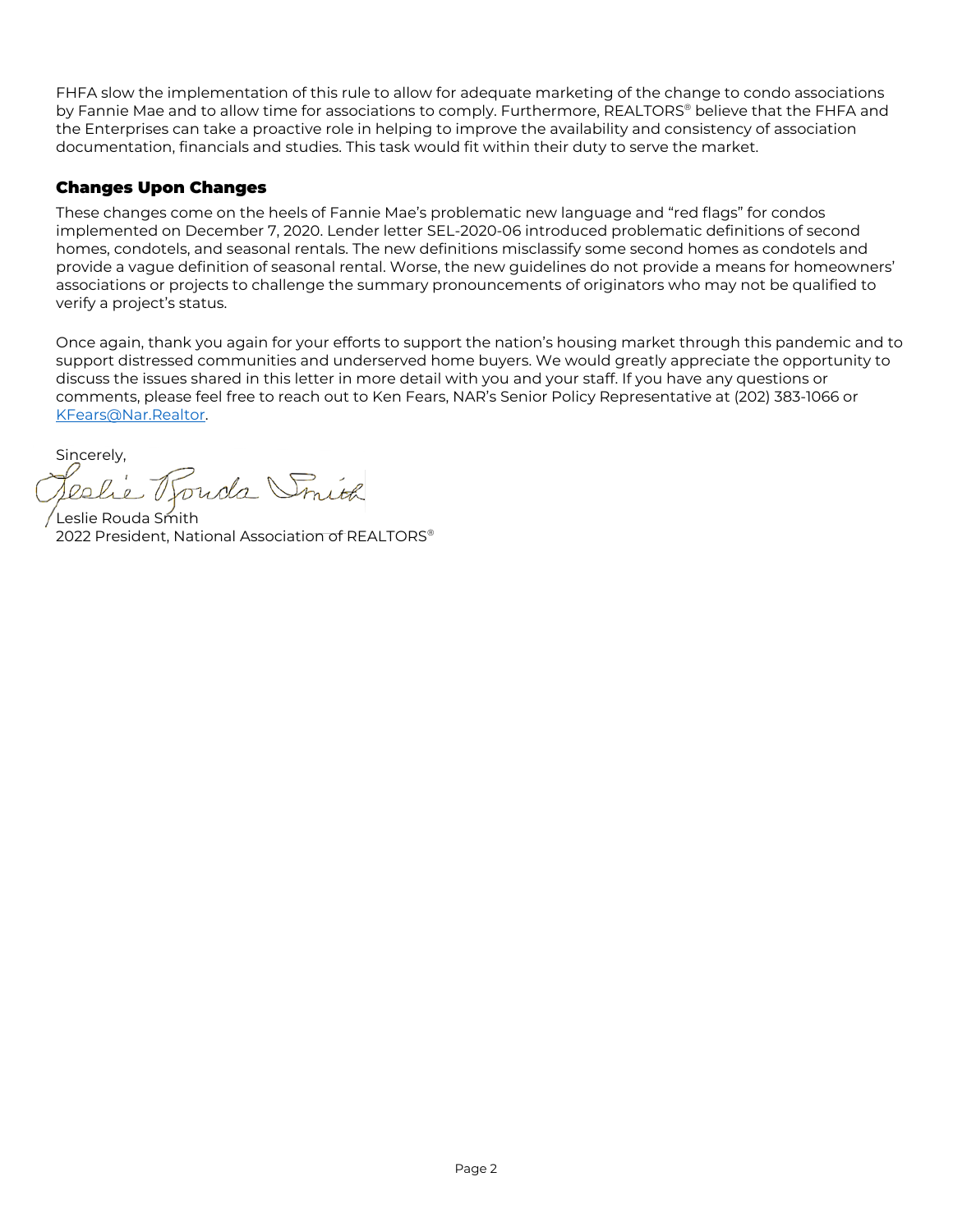FHFA slow the implementation of this rule to allow for adequate marketing of the change to condo associations by Fannie Mae and to allow time for associations to comply. Furthermore, REALTORS® believe that the FHFA and the Enterprises can take a proactive role in helping to improve the availability and consistency of association documentation, financials and studies. This task would fit within their duty to serve the market.

## Changes Upon Changes

These changes come on the heels of Fannie Mae's problematic new language and "red flags" for condos implemented on December 7, 2020. Lender letter SEL-2020-06 introduced problematic definitions of second homes, condotels, and seasonal rentals. The new definitions misclassify some second homes as condotels and provide a vague definition of seasonal rental. Worse, the new guidelines do not provide a means for homeowners' associations or projects to challenge the summary pronouncements of originators who may not be qualified to verify a project's status.

Once again, thank you again for your efforts to support the nation's housing market through this pandemic and to support distressed communities and underserved home buyers. We would greatly appreciate the opportunity to discuss the issues shared in this letter in more detail with you and your staff. If you have any questions or comments, please feel free to reach out to Ken Fears, NAR's Senior Policy Representative at (202) 383-1066 or KFears@Nar.Realtor.

Sincerely,

Leslie Rouda Smith
2022 President, National Association of REALTORS®